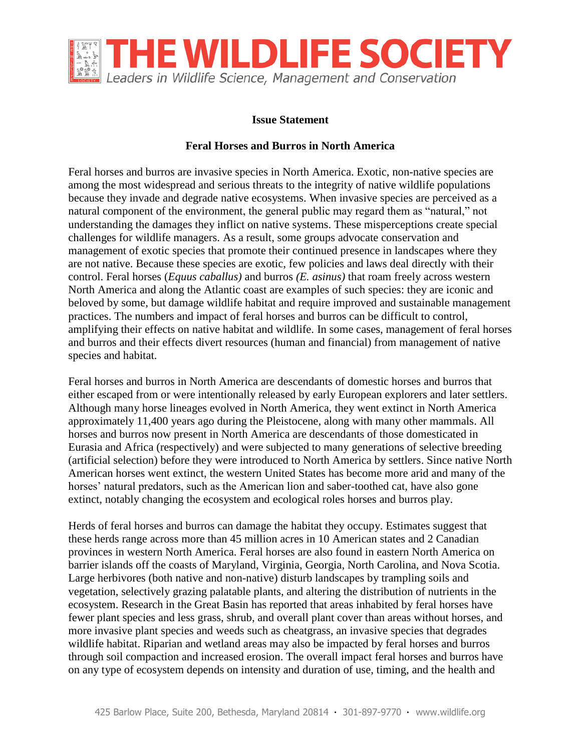# THE WILDLIFE SOCIETY

*Leaders in Wildlife Science, Management and Conservation*

**Issue Statement**

**Feral Horses and Burros in North America**

Feral horses and burros are invasive species in North America. Exotic, non-native species are among the most widespread and serious threats to the integrity of native wildlife populations because they invade and degrade native ecosystems. When invasive species are perceived as a natural component of the environment, the general public may regard them as "natural," not understanding the damages they inflict on native systems. These misperceptions create special challenges for wildlife managers. As a result, some groups advocate conservation and management of exotic species that promote their continued presence in landscapes where they are not native. Because these species are exotic, few policies and laws deal directly with their control. Feral horses (*Equus caballus)* and burros *(E. asinus)* that roam freely across western North America and along the Atlantic coast are examples of such species: they are iconic and beloved by some, but damage wildlife habitat and require improved and sustainable management practices. The numbers and impact of feral horses and burros can be difficult to control, amplifying their effects on native habitat and wildlife. In some cases, management of feral horses and burros and their effects divert resources (human and financial) from management of native species and habitat.

Feral horses and burros in North America are descendants of domestic horses and burros that either escaped from or were intentionally released by early European explorers and later settlers. Although many horse lineages evolved in North America, they went extinct in North America approximately 11,400 years ago during the Pleistocene, along with many other mammals. All horses and burros now present in North America are descendants of those domesticated in Eurasia and Africa (respectively) and were subjected to many generations of selective breeding (artificial selection) before they were introduced to North America by settlers. Since native North American horses went extinct, the western United States has become more arid and many of the horses' natural predators, such as the American lion and saber-toothed cat, have also gone extinct, notably changing the ecosystem and ecological roles horses and burros play.

Herds of feral horses and burros can damage the habitat they occupy. Estimates suggest that these herds range across more than 45 million acres in 10 American states and 2 Canadian provinces in western North America. Feral horses are also found in eastern North America on barrier islands off the coasts of Maryland, Virginia, Georgia, North Carolina, and Nova Scotia. Large herbivores (both native and non-native) disturb landscapes by trampling soils and vegetation, selectively grazing palatable plants, and altering the distribution of nutrients in the ecosystem. Research in the Great Basin has reported that areas inhabited by feral horses have fewer plant species and less grass, shrub, and overall plant cover than areas without horses, and more invasive plant species and weeds such as cheatgrass, an invasive species that degrades wildlife habitat. Riparian and wetland areas may also be impacted by feral horses and burros through soil compaction and increased erosion. The overall impact feral horses and burros have on any type of ecosystem depends on intensity and duration of use, timing, and the health and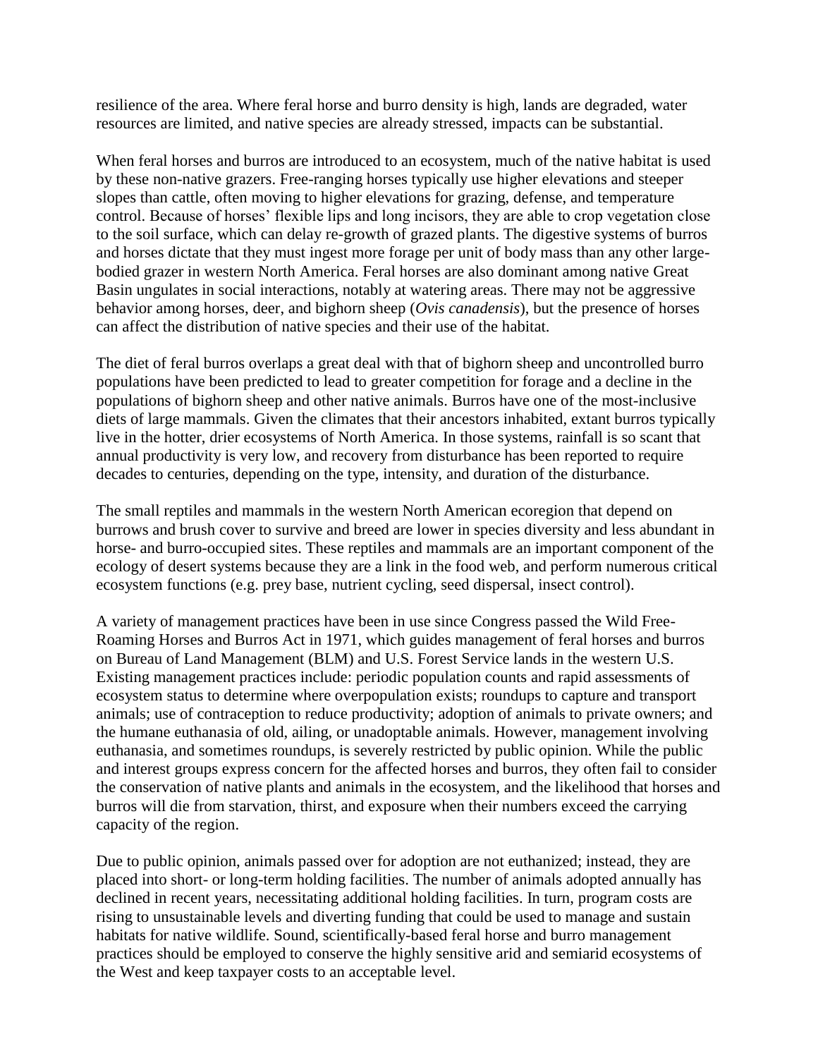resilience of the area. Where feral horse and burro density is high, lands are degraded, water resources are limited, and native species are already stressed, impacts can be substantial.

When feral horses and burros are introduced to an ecosystem, much of the native habitat is used by these non-native grazers. Free-ranging horses typically use higher elevations and steeper slopes than cattle, often moving to higher elevations for grazing, defense, and temperature control. Because of horses' flexible lips and long incisors, they are able to crop vegetation close to the soil surface, which can delay re-growth of grazed plants. The digestive systems of burros and horses dictate that they must ingest more forage per unit of body mass than any other large-bodied grazer in western North America. Feral horses are also dominant among native Great Basin ungulates in social interactions, notably at watering areas. There may not be aggressive behavior among horses, deer, and bighorn sheep (*Ovis canadensis*), but the presence of horses can affect the distribution of native species and their use of the habitat.

The diet of feral burros overlaps a great deal with that of bighorn sheep and uncontrolled burro populations have been predicted to lead to greater competition for forage and a decline in the populations of bighorn sheep and other native animals. Burros have one of the most-inclusive diets of large mammals. Given the climates that their ancestors inhabited, extant burros typically live in the hotter, drier ecosystems of North America. In those systems, rainfall is so scant that annual productivity is very low, and recovery from disturbance has been reported to require decades to centuries, depending on the type, intensity, and duration of the disturbance.

The small reptiles and mammals in the western North American ecoregion that depend on burrows and brush cover to survive and breed are lower in species diversity and less abundant in horse- and burro-occupied sites. These reptiles and mammals are an important component of the ecology of desert systems because they are a link in the food web, and perform numerous critical ecosystem functions (e.g. prey base, nutrient cycling, seed dispersal, insect control).

A variety of management practices have been in use since Congress passed the Wild Free-Roaming Horses and Burros Act in 1971, which guides management of feral horses and burros on Bureau of Land Management (BLM) and U.S. Forest Service lands in the western U.S. Existing management practices include: periodic population counts and rapid assessments of ecosystem status to determine where overpopulation exists; roundups to capture and transport animals; use of contraception to reduce productivity; adoption of animals to private owners; and the humane euthanasia of old, ailing, or unadoptable animals. However, management involving euthanasia, and sometimes roundups, is severely restricted by public opinion. While the public and interest groups express concern for the affected horses and burros, they often fail to consider the conservation of native plants and animals in the ecosystem, and the likelihood that horses and burros will die from starvation, thirst, and exposure when their numbers exceed the carrying capacity of the region.

Due to public opinion, animals passed over for adoption are not euthanized; instead, they are placed into short- or long-term holding facilities. The number of animals adopted annually has declined in recent years, necessitating additional holding facilities. In turn, program costs are rising to unsustainable levels and diverting funding that could be used to manage and sustain habitats for native wildlife. Sound, scientifically-based feral horse and burro management practices should be employed to conserve the highly sensitive arid and semiarid ecosystems of the West and keep taxpayer costs to an acceptable level.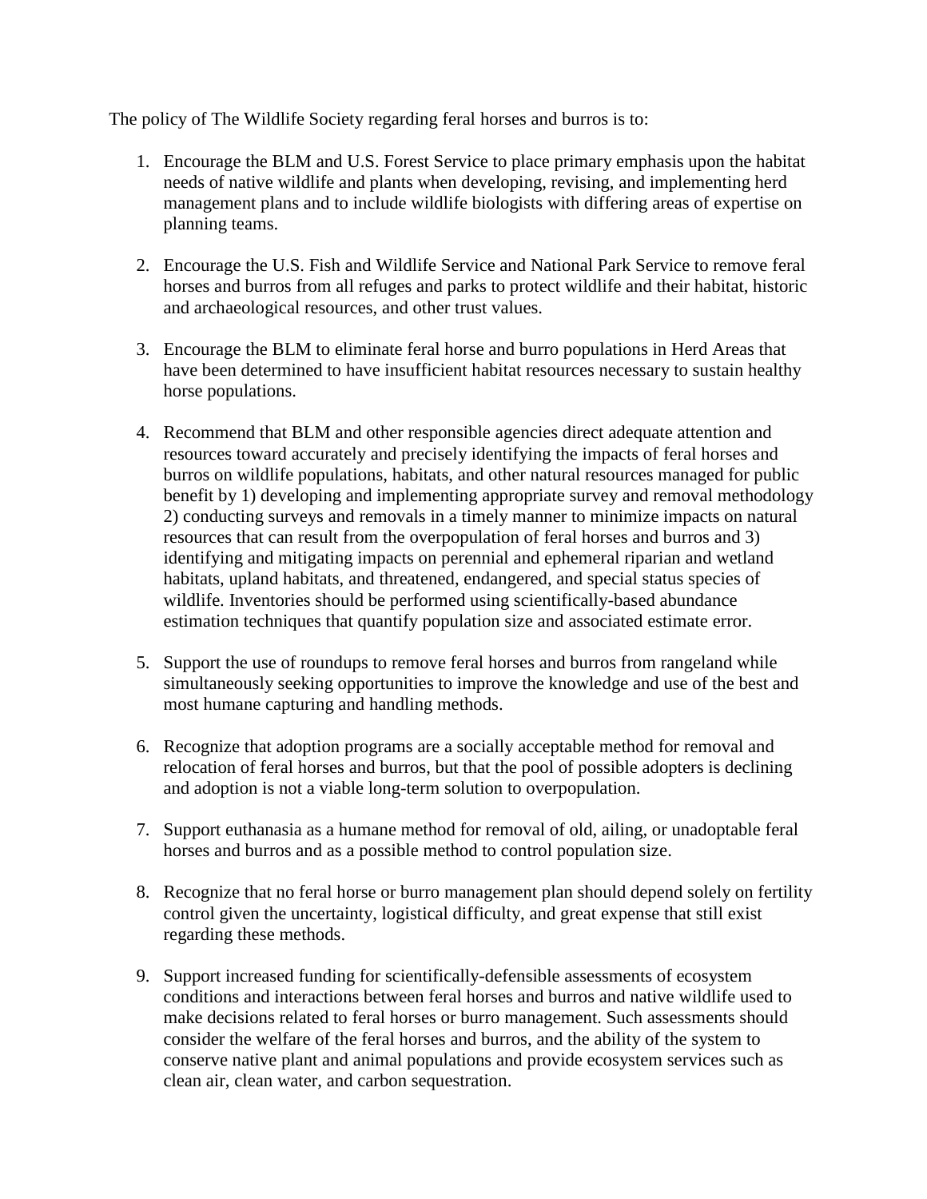The policy of The Wildlife Society regarding feral horses and burros is to:

1. Encourage the BLM and U.S. Forest Service to place primary emphasis upon the habitat needs of native wildlife and plants when developing, revising, and implementing herd management plans and to include wildlife biologists with differing areas of expertise on planning teams.

2. Encourage the U.S. Fish and Wildlife Service and National Park Service to remove feral horses and burros from all refuges and parks to protect wildlife and their habitat, historic and archaeological resources, and other trust values.

3. Encourage the BLM to eliminate feral horse and burro populations in Herd Areas that have been determined to have insufficient habitat resources necessary to sustain healthy horse populations.

4. Recommend that BLM and other responsible agencies direct adequate attention and resources toward accurately and precisely identifying the impacts of feral horses and burros on wildlife populations, habitats, and other natural resources managed for public benefit by 1) developing and implementing appropriate survey and removal methodology 2) conducting surveys and removals in a timely manner to minimize impacts on natural resources that can result from the overpopulation of feral horses and burros and 3) identifying and mitigating impacts on perennial and ephemeral riparian and wetland habitats, upland habitats, and threatened, endangered, and special status species of wildlife. Inventories should be performed using scientifically-based abundance estimation techniques that quantify population size and associated estimate error.

5. Support the use of roundups to remove feral horses and burros from rangeland while simultaneously seeking opportunities to improve the knowledge and use of the best and most humane capturing and handling methods.

6. Recognize that adoption programs are a socially acceptable method for removal and relocation of feral horses and burros, but that the pool of possible adopters is declining and adoption is not a viable long-term solution to overpopulation.

7. Support euthanasia as a humane method for removal of old, ailing, or unadoptable feral horses and burros and as a possible method to control population size.

8. Recognize that no feral horse or burro management plan should depend solely on fertility control given the uncertainty, logistical difficulty, and great expense that still exist regarding these methods.

9. Support increased funding for scientifically-defensible assessments of ecosystem conditions and interactions between feral horses and burros and native wildlife used to make decisions related to feral horses or burro management. Such assessments should consider the welfare of the feral horses and burros, and the ability of the system to conserve native plant and animal populations and provide ecosystem services such as clean air, clean water, and carbon sequestration.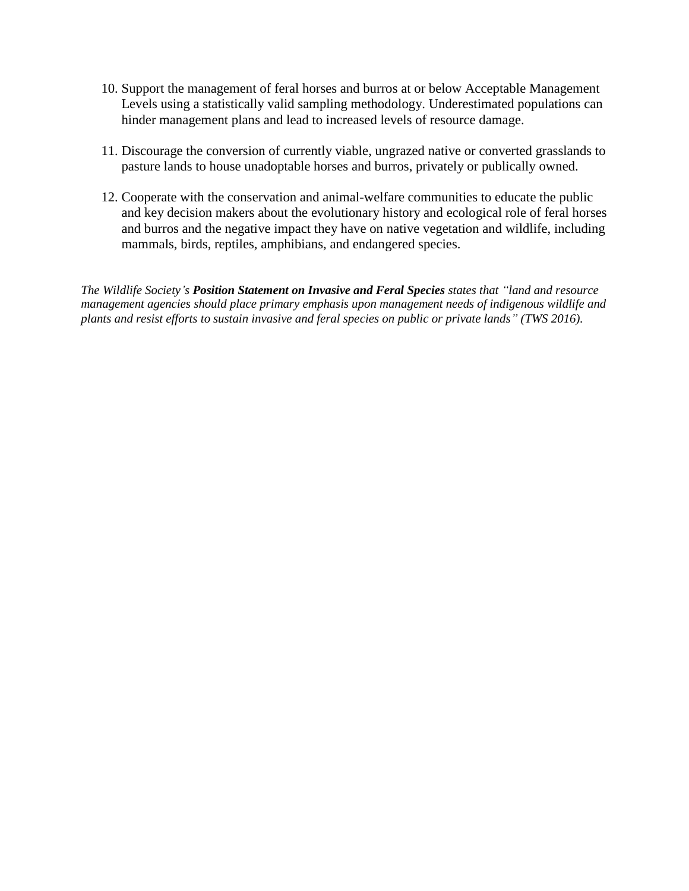10. Support the management of feral horses and burros at or below Acceptable Management Levels using a statistically valid sampling methodology. Underestimated populations can hinder management plans and lead to increased levels of resource damage.

11. Discourage the conversion of currently viable, ungrazed native or converted grasslands to pasture lands to house unadoptable horses and burros, privately or publically owned.

12. Cooperate with the conservation and animal-welfare communities to educate the public and key decision makers about the evolutionary history and ecological role of feral horses and burros and the negative impact they have on native vegetation and wildlife, including mammals, birds, reptiles, amphibians, and endangered species.

*The Wildlife Society's* ***Position Statement on Invasive and Feral Species*** *states that "land and resource management agencies should place primary emphasis upon management needs of indigenous wildlife and plants and resist efforts to sustain invasive and feral species on public or private lands" (TWS 2016).*